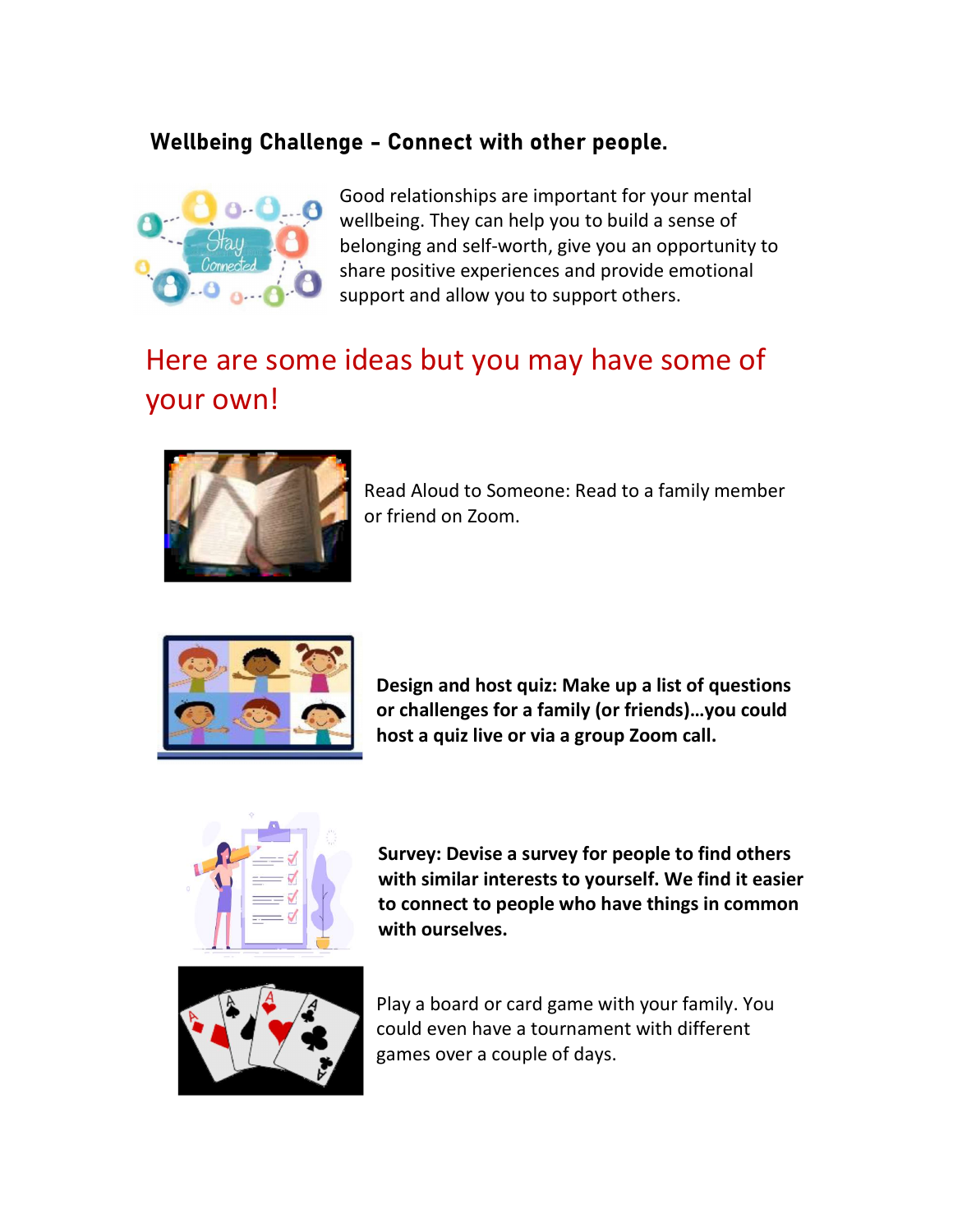## Wellbeing Challenge - Connect with other people.

Good relationships are important for your mental wellbeing. They can help you to build a sense of belonging and self-worth, give you an opportunity to share positive experiences and provide emotional support and allow you to support others.

## Here are some ideas but you may have some of your own!

Read Aloud to Someone: Read to a family member or friend on Zoom.

**Design and host quiz: Make up a list of questions or challenges for a family (or friends)…you could host a quiz live or via a group Zoom call.**

**Survey: Devise a survey for people to find others with similar interests to yourself. We find it easier to connect to people who have things in common with ourselves.**

Play a board or card game with your family. You could even have a tournament with different games over a couple of days.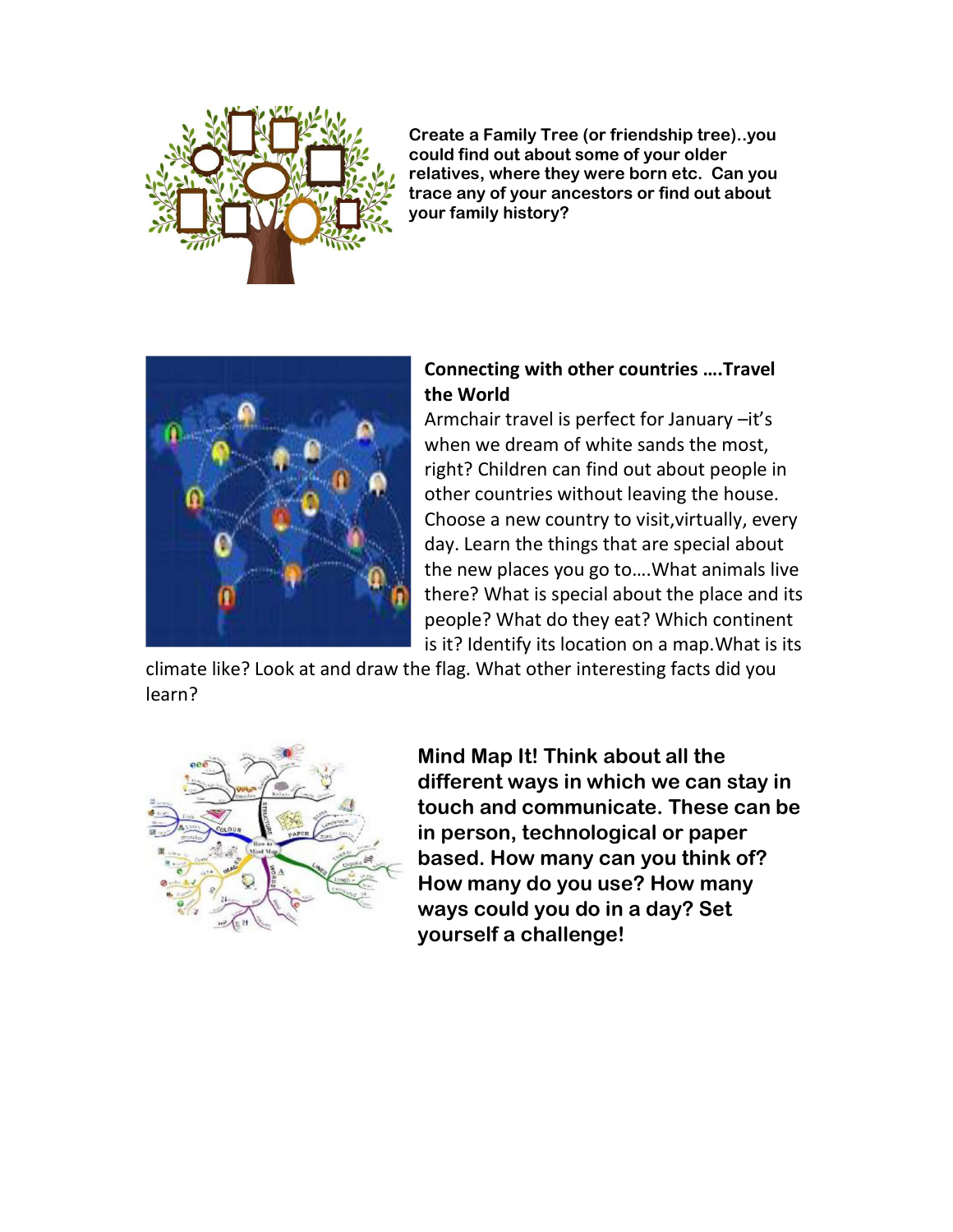**Create a Family Tree (or friendship tree)..you could find out about some of your older relatives, where they were born etc. Can you trace any of your ancestors or find out about your family history?**

**Connecting with other countries ….Travel the World**

Armchair travel is perfect for January –it's when we dream of white sands the most, right? Children can find out about people in other countries without leaving the house. Choose a new country to visit,virtually, every day. Learn the things that are special about the new places you go to….What animals live there? What is special about the place and its people? What do they eat? Which continent is it? Identify its location on a map.What is its climate like? Look at and draw the flag. What other interesting facts did you learn?

**Mind Map It! Think about all the different ways in which we can stay in touch and communicate. These can be in person, technological or paper based. How many can you think of? How many do you use? How many ways could you do in a day? Set yourself a challenge!**